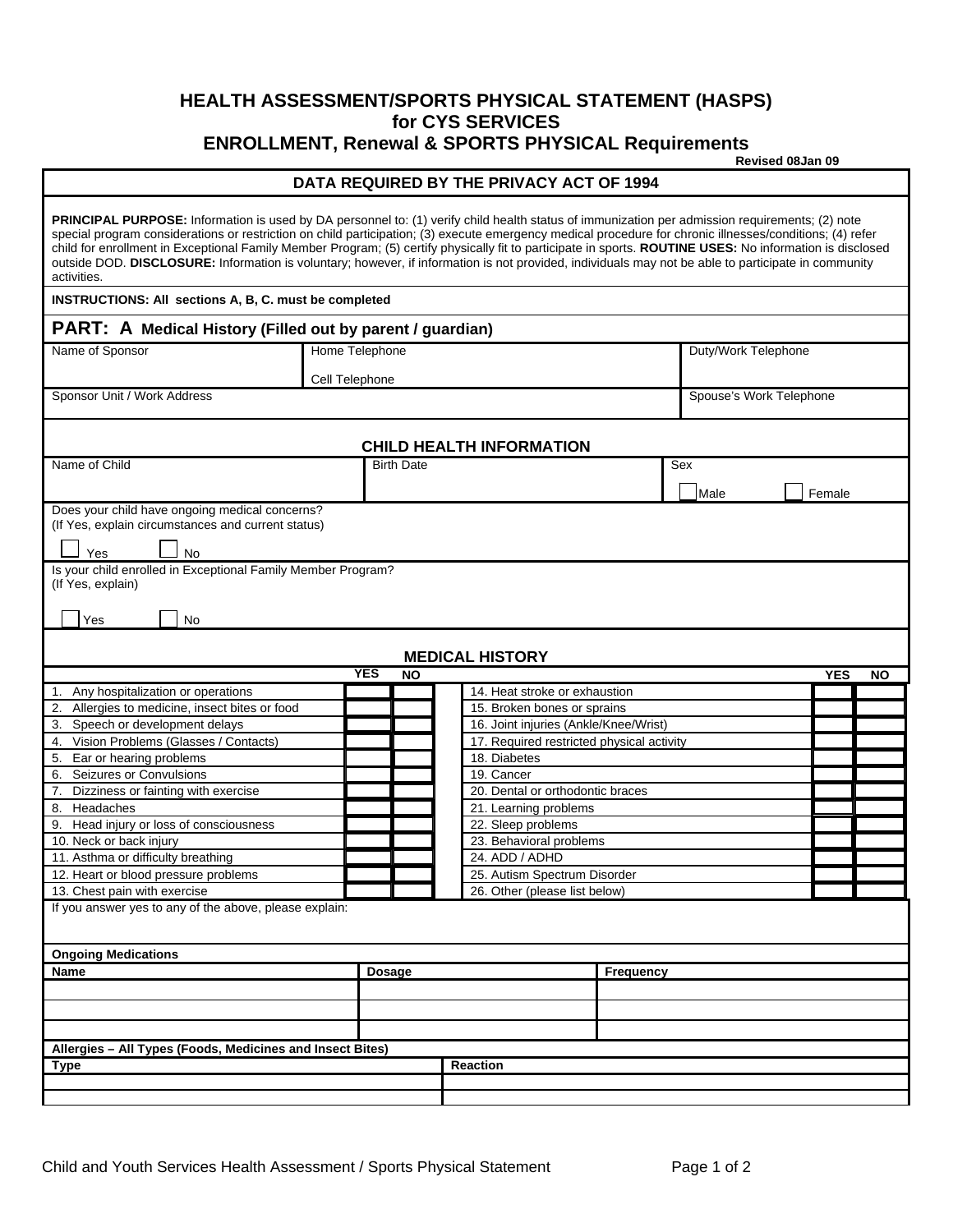# HEALTH ASSESSMENT/SPORTS PHYSICAL STATEMENT (HASPS)
## for CYS SERVICES
## ENROLLMENT, Renewal & SPORTS PHYSICAL Requirements

**Revised 08Jan 09**

### DATA REQUIRED BY THE PRIVACY ACT OF 1994

**PRINCIPAL PURPOSE:** Information is used by DA personnel to: (1) verify child health status of immunization per admission requirements; (2) note special program considerations or restriction on child participation; (3) execute emergency medical procedure for chronic illnesses/conditions; (4) refer child for enrollment in Exceptional Family Member Program; (5) certify physically fit to participate in sports. **ROUTINE USES:** No information is disclosed outside DOD. **DISCLOSURE:** Information is voluntary; however, if information is not provided, individuals may not be able to participate in community activities.

**INSTRUCTIONS: All sections A, B, C. must be completed**

## PART: A Medical History (Filled out by parent / guardian)

| Name of Sponsor | Home Telephone<br><br>Cell Telephone | Duty/Work Telephone |
|---|---|---|
| Sponsor Unit / Work Address | | Spouse's Work Telephone |

### CHILD HEALTH INFORMATION

| Name of Child | Birth Date | Sex<br>☐ Male ☐ Female |
|---|---|---|

Does your child have ongoing medical concerns?
(If Yes, explain circumstances and current status)

☐ Yes ☐ No

Is your child enrolled in Exceptional Family Member Program?
(If Yes, explain)

☐ Yes ☐ No

### MEDICAL HISTORY

| | YES | NO | | YES | NO |
|---|---|---|---|---|---|
| 1. Any hospitalization or operations | | | 14. Heat stroke or exhaustion | | |
| 2. Allergies to medicine, insect bites or food | | | 15. Broken bones or sprains | | |
| 3. Speech or development delays | | | 16. Joint injuries (Ankle/Knee/Wrist) | | |
| 4. Vision Problems (Glasses / Contacts) | | | 17. Required restricted physical activity | | |
| 5. Ear or hearing problems | | | 18. Diabetes | | |
| 6. Seizures or Convulsions | | | 19. Cancer | | |
| 7. Dizziness or fainting with exercise | | | 20. Dental or orthodontic braces | | |
| 8. Headaches | | | 21. Learning problems | | |
| 9. Head injury or loss of consciousness | | | 22. Sleep problems | | |
| 10. Neck or back injury | | | 23. Behavioral problems | | |
| 11. Asthma or difficulty breathing | | | 24. ADD / ADHD | | |
| 12. Heart or blood pressure problems | | | 25. Autism Spectrum Disorder | | |
| 13. Chest pain with exercise | | | 26. Other (please list below) | | |

If you answer yes to any of the above, please explain:

**Ongoing Medications**

| Name | Dosage | Frequency |
|---|---|---|
| | | |
| | | |
| | | |

**Allergies – All Types (Foods, Medicines and Insect Bites)**

| Type | Reaction |
|---|---|
| | |
| | |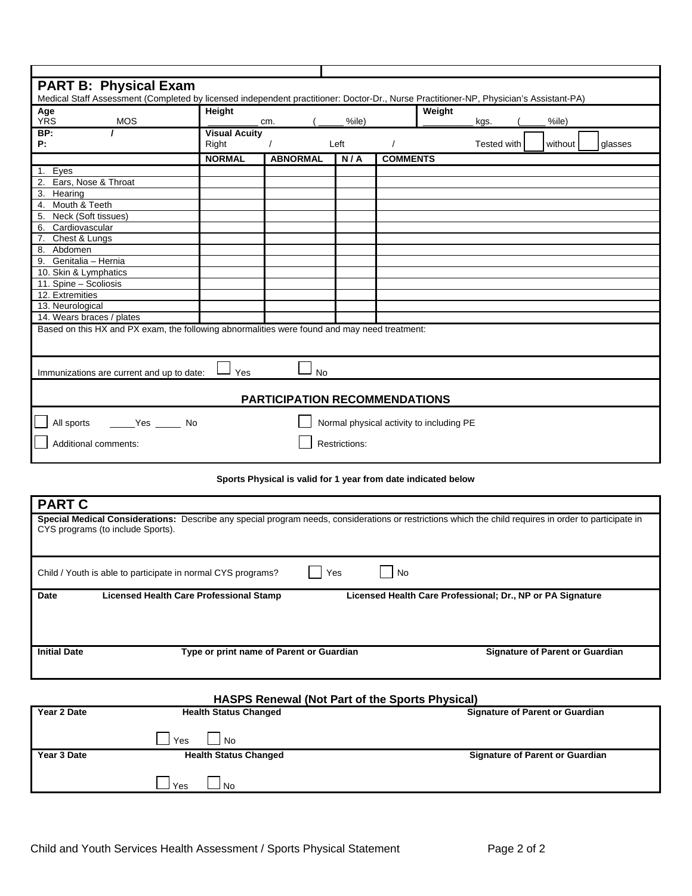## PART B: Physical Exam

Medical Staff Assessment (Completed by licensed independent practitioner: Doctor-Dr., Nurse Practitioner-NP, Physician's Assistant-PA)

| | | | |
|---|---|---|---|
| **Age** YRS MOS | **Height** ________ cm. ( _____ %ile) | | **Weight** ________ kgs. ( _____ %ile) |
| **BP:** / **P:** | **Visual Acuity** Right / | Left / | Tested with ☐ without ☐ glasses |

| | NORMAL | ABNORMAL | N / A | COMMENTS |
|---|---|---|---|---|
| 1. Eyes | | | | |
| 2. Ears, Nose & Throat | | | | |
| 3. Hearing | | | | |
| 4. Mouth & Teeth | | | | |
| 5. Neck (Soft tissues) | | | | |
| 6. Cardiovascular | | | | |
| 7. Chest & Lungs | | | | |
| 8. Abdomen | | | | |
| 9. Genitalia – Hernia | | | | |
| 10. Skin & Lymphatics | | | | |
| 11. Spine – Scoliosis | | | | |
| 12. Extremities | | | | |
| 13. Neurological | | | | |
| 14. Wears braces / plates | | | | |

Based on this HX and PX exam, the following abnormalities were found and may need treatment:

Immunizations are current and up to date: ☐ Yes ☐ No

### PARTICIPATION RECOMMENDATIONS

☐ All sports _____Yes _____ No

☐ Normal physical activity to including PE

☐ Additional comments:

☐ Restrictions:

**Sports Physical is valid for 1 year from date indicated below**

## PART C

**Special Medical Considerations:** Describe any special program needs, considerations or restrictions which the child requires in order to participate in CYS programs (to include Sports).

Child / Youth is able to participate in normal CYS programs? ☐ Yes ☐ No

| Date | Licensed Health Care Professional Stamp | Licensed Health Care Professional; Dr., NP or PA Signature |
|---|---|---|
| | | |

| Initial Date | Type or print name of Parent or Guardian | Signature of Parent or Guardian |
|---|---|---|
| | | |

### HASPS Renewal (Not Part of the Sports Physical)

| Year 2 Date | Health Status Changed | Signature of Parent or Guardian |
|---|---|---|
| | ☐ Yes ☐ No | |
| **Year 3 Date** | **Health Status Changed** | **Signature of Parent or Guardian** |
| | ☐ Yes ☐ No | |

Child and Youth Services Health Assessment / Sports Physical Statement